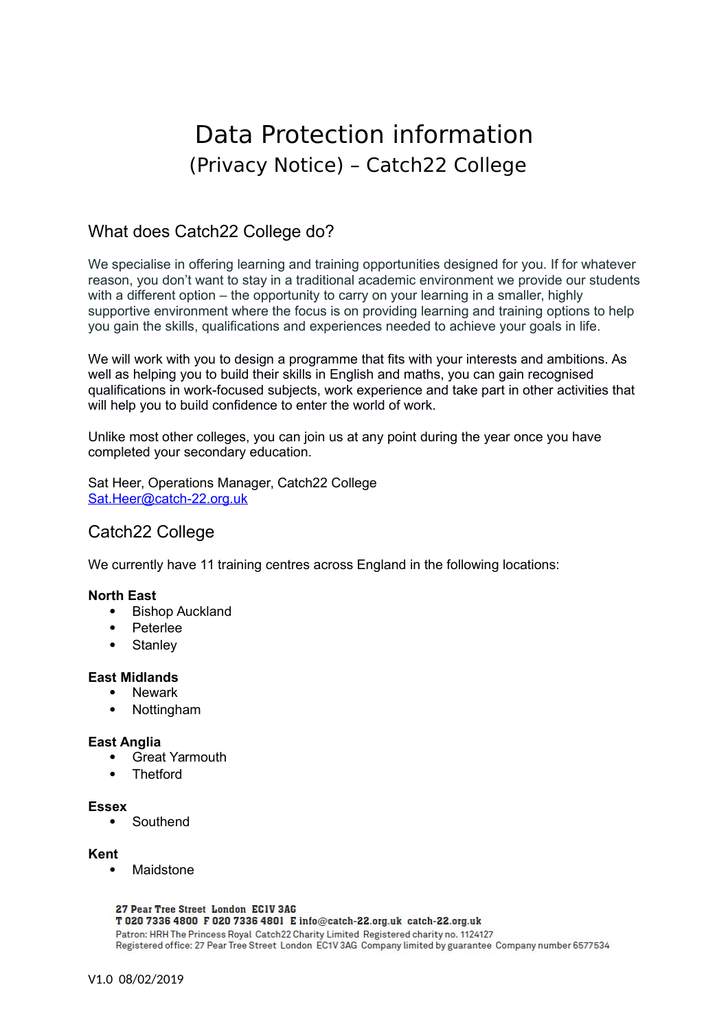# Data Protection information

## (Privacy Notice) – Catch22 College

## What does Catch22 College do?

We specialise in offering learning and training opportunities designed for you. If for whatever reason, you don't want to stay in a traditional academic environment we provide our students with a different option – the opportunity to carry on your learning in a smaller, highly supportive environment where the focus is on providing learning and training options to help you gain the skills, qualifications and experiences needed to achieve your goals in life.

We will work with you to design a programme that fits with your interests and ambitions. As well as helping you to build their skills in English and maths, you can gain recognised qualifications in work-focused subjects, work experience and take part in other activities that will help you to build confidence to enter the world of work.

Unlike most other colleges, you can join us at any point during the year once you have completed your secondary education.

Sat Heer, Operations Manager, Catch22 College
Sat.Heer@catch-22.org.uk

## Catch22 College

We currently have 11 training centres across England in the following locations:

**North East**
- Bishop Auckland
- Peterlee
- Stanley

**East Midlands**
- Newark
- Nottingham

**East Anglia**
- Great Yarmouth
- Thetford

**Essex**
- Southend

**Kent**
- Maidstone

27 Pear Tree Street London EC1V 3AG
T 020 7336 4800 F 020 7336 4801 E info@catch-22.org.uk catch-22.org.uk
Patron: HRH The Princess Royal Catch22 Charity Limited Registered charity no. 1124127
Registered office: 27 Pear Tree Street London EC1V 3AG Company limited by guarantee Company number 6577534

V1.0 08/02/2019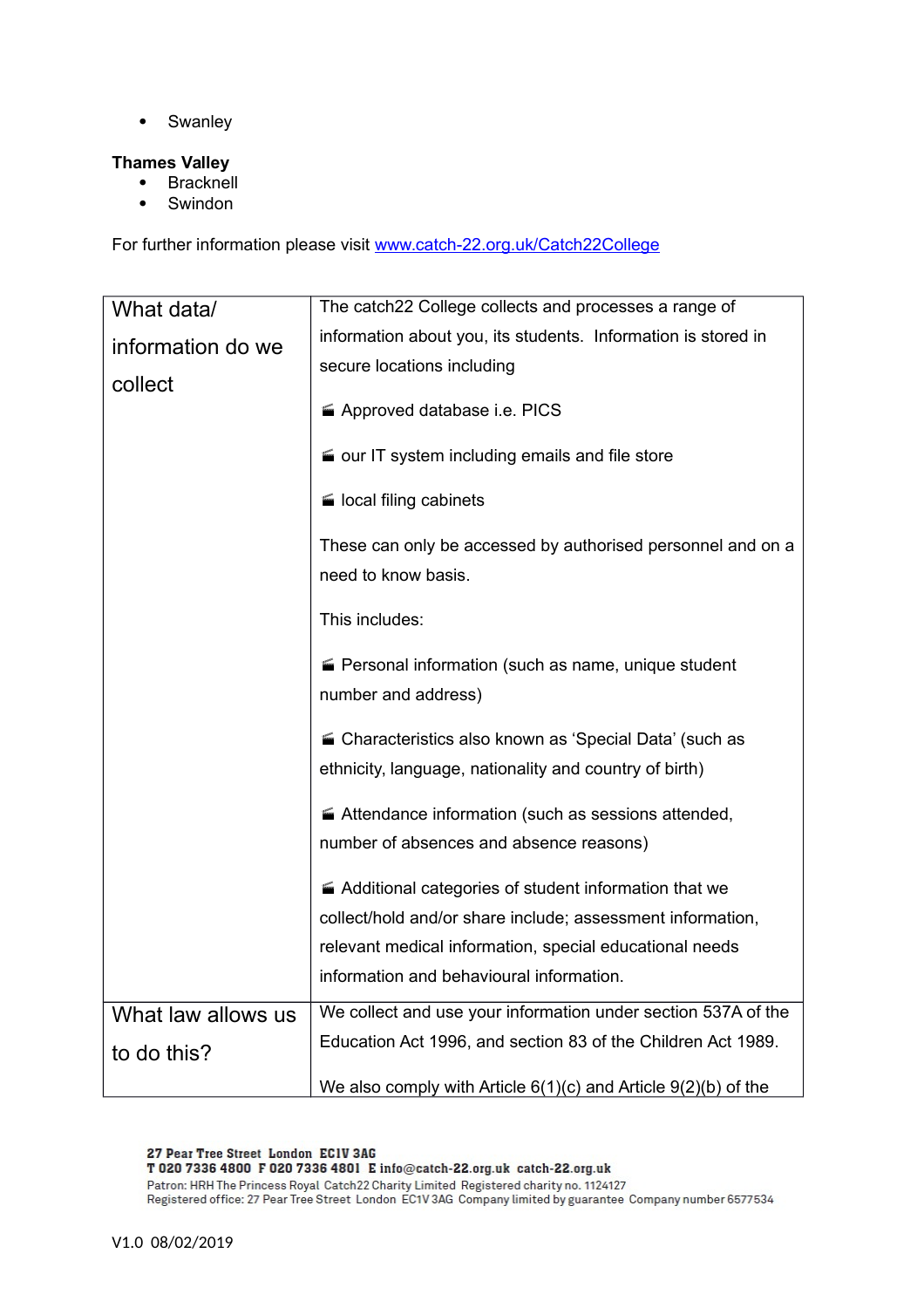- Swanley

**Thames Valley**

- Bracknell
- Swindon

For further information please visit [www.catch-22.org.uk/Catch22College](www.catch-22.org.uk/Catch22College)

| What data/ information do we collect | The catch22 College collects and processes a range of information about you, its students. Information is stored in secure locations including<br><br>- Approved database i.e. PICS<br>- our IT system including emails and file store<br>- local filing cabinets<br><br>These can only be accessed by authorised personnel and on a need to know basis.<br><br>This includes:<br><br>- Personal information (such as name, unique student number and address)<br>- Characteristics also known as 'Special Data' (such as ethnicity, language, nationality and country of birth)<br>- Attendance information (such as sessions attended, number of absences and absence reasons)<br>- Additional categories of student information that we collect/hold and/or share include; assessment information, relevant medical information, special educational needs information and behavioural information. |
|---|---|
| What law allows us to do this? | We collect and use your information under section 537A of the Education Act 1996, and section 83 of the Children Act 1989.<br><br>We also comply with Article 6(1)(c) and Article 9(2)(b) of the |

27 Pear Tree Street London EC1V 3AG
T 020 7336 4800 F 020 7336 4801 E info@catch-22.org.uk catch-22.org.uk
Patron: HRH The Princess Royal Catch22 Charity Limited Registered charity no. 1124127
Registered office: 27 Pear Tree Street London EC1V 3AG Company limited by guarantee Company number 6577534

V1.0 08/02/2019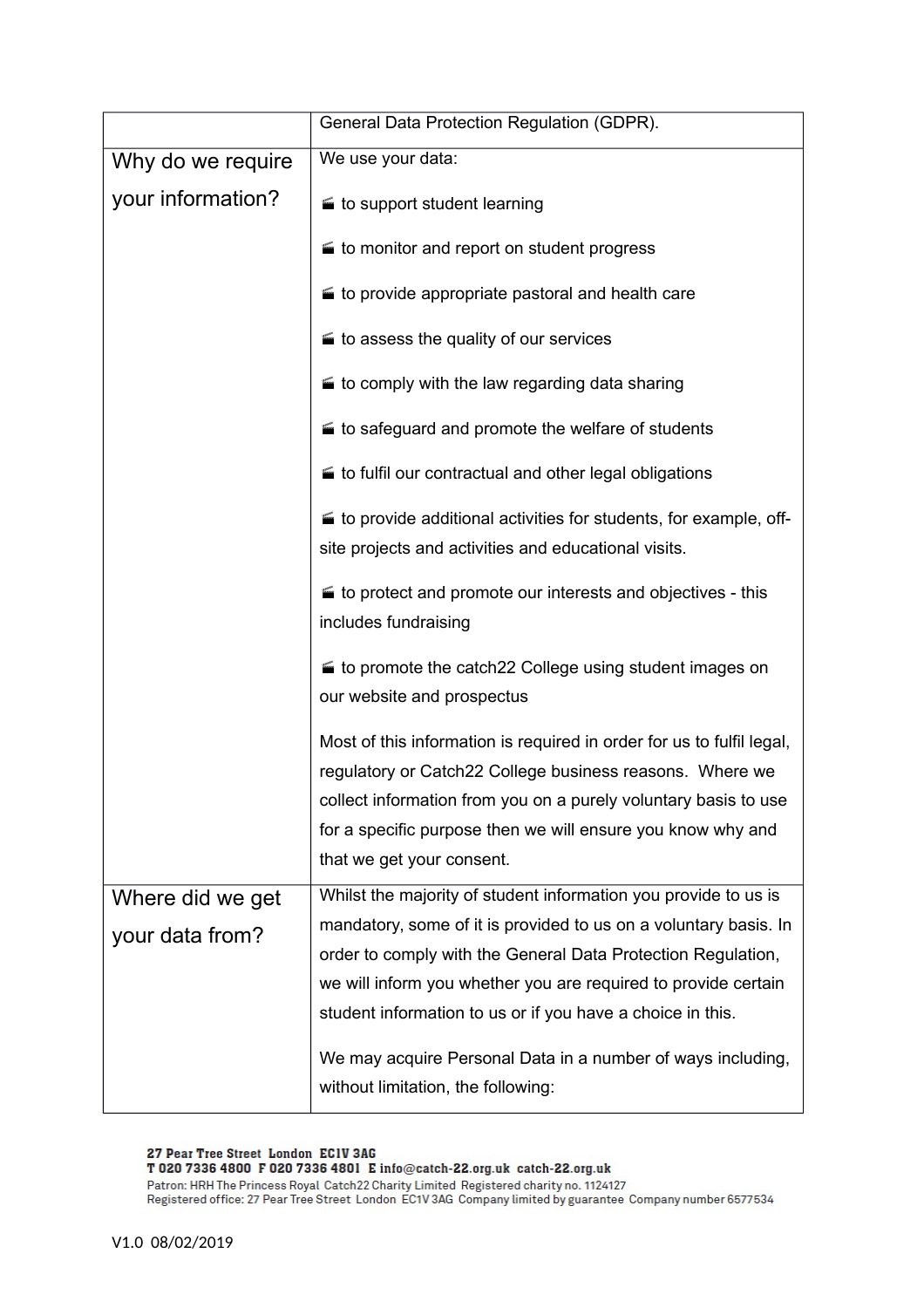| | |
|---|---|
| | General Data Protection Regulation (GDPR). |
| Why do we require your information? | We use your data:<br><br>🎬 to support student learning<br><br>🎬 to monitor and report on student progress<br><br>🎬 to provide appropriate pastoral and health care<br><br>🎬 to assess the quality of our services<br><br>🎬 to comply with the law regarding data sharing<br><br>🎬 to safeguard and promote the welfare of students<br><br>🎬 to fulfil our contractual and other legal obligations<br><br>🎬 to provide additional activities for students, for example, off-site projects and activities and educational visits.<br><br>🎬 to protect and promote our interests and objectives - this includes fundraising<br><br>🎬 to promote the catch22 College using student images on our website and prospectus<br><br>Most of this information is required in order for us to fulfil legal, regulatory or Catch22 College business reasons. Where we collect information from you on a purely voluntary basis to use for a specific purpose then we will ensure you know why and that we get your consent. |
| Where did we get your data from? | Whilst the majority of student information you provide to us is mandatory, some of it is provided to us on a voluntary basis. In order to comply with the General Data Protection Regulation, we will inform you whether you are required to provide certain student information to us or if you have a choice in this.<br><br>We may acquire Personal Data in a number of ways including, without limitation, the following: |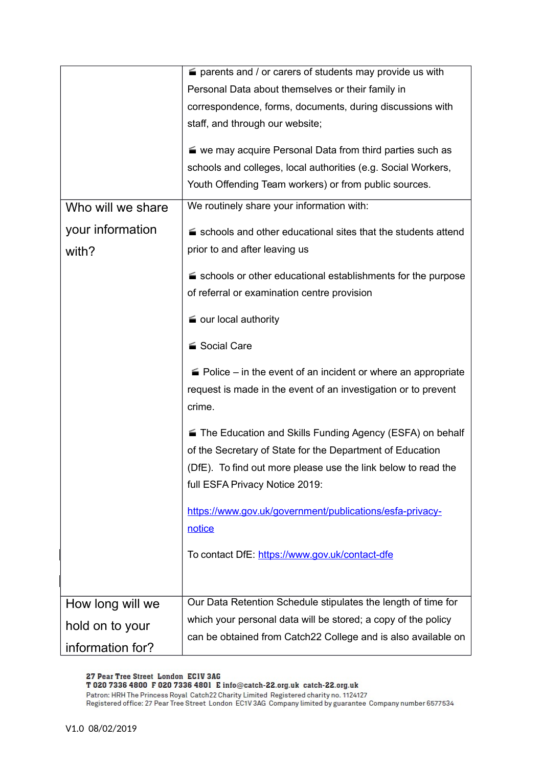| | |
|---|---|
| | ■ parents and / or carers of students may provide us with Personal Data about themselves or their family in correspondence, forms, documents, during discussions with staff, and through our website;<br><br>■ we may acquire Personal Data from third parties such as schools and colleges, local authorities (e.g. Social Workers, Youth Offending Team workers) or from public sources. |
| Who will we share your information with? | We routinely share your information with:<br><br>■ schools and other educational sites that the students attend prior to and after leaving us<br><br>■ schools or other educational establishments for the purpose of referral or examination centre provision<br><br>■ our local authority<br><br>■ Social Care<br><br>■ Police – in the event of an incident or where an appropriate request is made in the event of an investigation or to prevent crime.<br><br>■ The Education and Skills Funding Agency (ESFA) on behalf of the Secretary of State for the Department of Education (DfE). To find out more please use the link below to read the full ESFA Privacy Notice 2019:<br><br>[https://www.gov.uk/government/publications/esfa-privacy-notice](https://www.gov.uk/government/publications/esfa-privacy-notice)<br><br>To contact DfE: [https://www.gov.uk/contact-dfe](https://www.gov.uk/contact-dfe) |
| How long will we hold on to your information for? | Our Data Retention Schedule stipulates the length of time for which your personal data will be stored; a copy of the policy can be obtained from Catch22 College and is also available on |

27 Pear Tree Street London EC1V 3AG
T 020 7336 4800 F 020 7336 4801 E info@catch-22.org.uk catch-22.org.uk
Patron: HRH The Princess Royal Catch22 Charity Limited Registered charity no. 1124127
Registered office: 27 Pear Tree Street London EC1V 3AG Company limited by guarantee Company number 6577534

V1.0 08/02/2019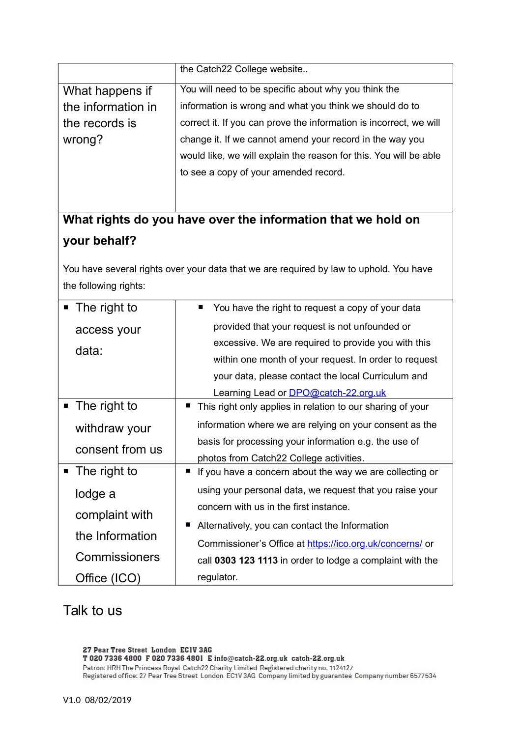| | |
|---|---|
| | the Catch22 College website.. |
| What happens if the information in the records is wrong? | You will need to be specific about why you think the information is wrong and what you think we should do to correct it. If you can prove the information is incorrect, we will change it. If we cannot amend your record in the way you would like, we will explain the reason for this. You will be able to see a copy of your amended record. |

**What rights do you have over the information that we hold on your behalf?**

You have several rights over your data that we are required by law to uphold. You have the following rights:

| | |
|---|---|
| ▪ The right to access your data: | ▪ You have the right to request a copy of your data provided that your request is not unfounded or excessive. We are required to provide you with this within one month of your request. In order to request your data, please contact the local Curriculum and Learning Lead or DPO@catch-22.org.uk |
| ▪ The right to withdraw your consent from us | ▪ This right only applies in relation to our sharing of your information where we are relying on your consent as the basis for processing your information e.g. the use of photos from Catch22 College activities. |
| ▪ The right to lodge a complaint with the Information Commissioners Office (ICO) | ▪ If you have a concern about the way we are collecting or using your personal data, we request that you raise your concern with us in the first instance.<br>▪ Alternatively, you can contact the Information Commissioner's Office at https://ico.org.uk/concerns/ or call **0303 123 1113** in order to lodge a complaint with the regulator. |

## Talk to us

27 Pear Tree Street London EC1V 3AG
T 020 7336 4800 F 020 7336 4801 E info@catch-22.org.uk catch-22.org.uk
Patron: HRH The Princess Royal Catch22 Charity Limited Registered charity no. 1124127
Registered office: 27 Pear Tree Street London EC1V 3AG Company limited by guarantee Company number 6577534

V1.0 08/02/2019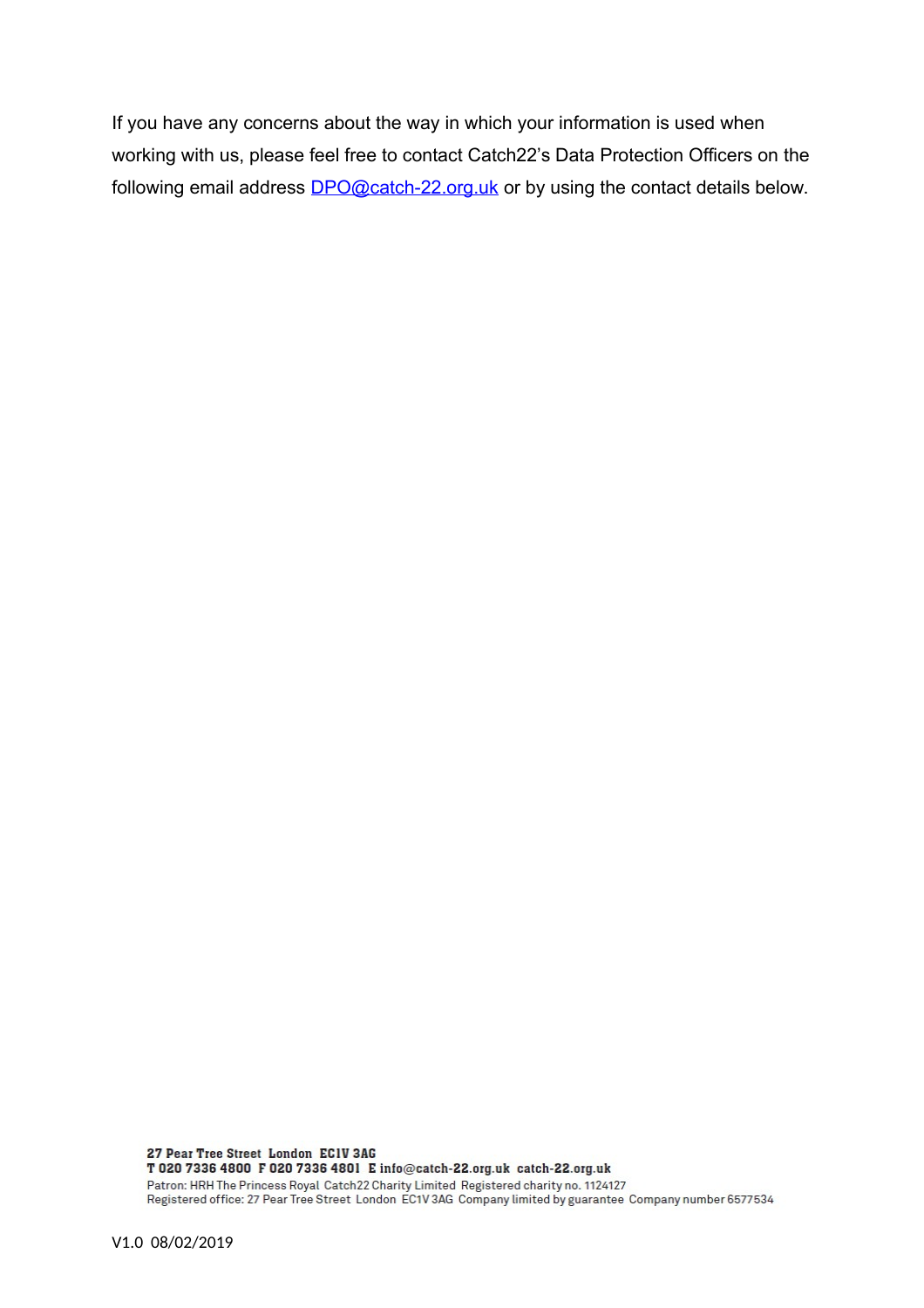If you have any concerns about the way in which your information is used when working with us, please feel free to contact Catch22's Data Protection Officers on the following email address DPO@catch-22.org.uk or by using the contact details below.

**27 Pear Tree Street London EC1V 3AG**
**T 020 7336 4800 F 020 7336 4801 E info@catch-22.org.uk catch-22.org.uk**
Patron: HRH The Princess Royal Catch22 Charity Limited Registered charity no. 1124127
Registered office: 27 Pear Tree Street London EC1V 3AG Company limited by guarantee Company number 6577534